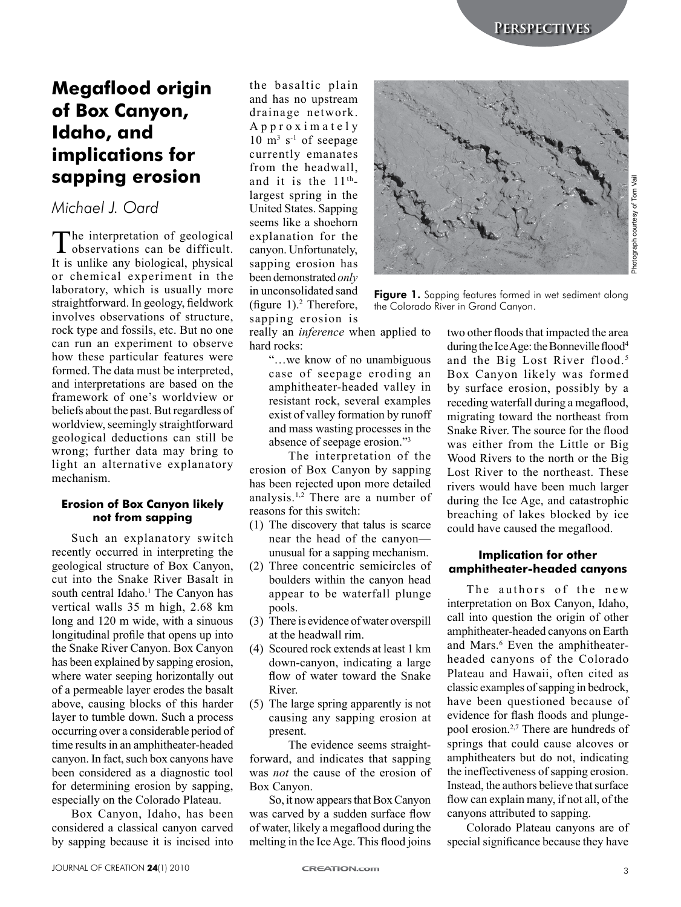# Megaflood origin of Box Canyon, Idaho, and implications for sapping erosion

*Michael J. Oard*

The interpretation of geological observations can be difficult. It is unlike any biological, physical or chemical experiment in the laboratory, which is usually more straightforward. In geology, fieldwork involves observations of structure, rock type and fossils, etc. But no one can run an experiment to observe how these particular features were formed. The data must be interpreted, and interpretations are based on the framework of one's worldview or beliefs about the past. But regardless of worldview, seemingly straightforward geological deductions can still be wrong; further data may bring to light an alternative explanatory mechanism.

### Erosion of Box Canyon likely not from sapping

Such an explanatory switch recently occurred in interpreting the geological structure of Box Canyon, cut into the Snake River Basalt in south central Idaho.[1] The Canyon has vertical walls 35 m high, 2.68 km long and 120 m wide, with a sinuous longitudinal profile that opens up into the Snake River Canyon. Box Canyon has been explained by sapping erosion, where water seeping horizontally out of a permeable layer erodes the basalt above, causing blocks of this harder layer to tumble down. Such a process occurring over a considerable period of time results in an amphitheater-headed canyon. In fact, such box canyons have been considered as a diagnostic tool for determining erosion by sapping, especially on the Colorado Plateau.

Box Canyon, Idaho, has been considered a classical canyon carved by sapping because it is incised into the basaltic plain and has no upstream drainage network. Approximately 10 $m^3$ $s^{-1}$ of seepage currently emanates from the headwall, and it is the 11$^{th}$-largest spring in the United States. Sapping seems like a shoehorn explanation for the canyon. Unfortunately, sapping erosion has been demonstrated *only* in unconsolidated sand (figure 1).[2] Therefore, sapping erosion is really an *inference* when applied to hard rocks:

> "…we know of no unambiguous case of seepage eroding an amphitheater-headed valley in resistant rock, several examples exist of valley formation by runoff and mass wasting processes in the absence of seepage erosion."[3]

Figure 1. Sapping features formed in wet sediment along the Colorado River in Grand Canyon.

Photograph courtesy of Tom Vail

The interpretation of the erosion of Box Canyon by sapping has been rejected upon more detailed analysis.[1,2] There are a number of reasons for this switch:

1. The discovery that talus is scarce near the head of the canyon—unusual for a sapping mechanism.
2. Three concentric semicircles of boulders within the canyon head appear to be waterfall plunge pools.
3. There is evidence of water overspill at the headwall rim.
4. Scoured rock extends at least 1 km down-canyon, indicating a large flow of water toward the Snake River.
5. The large spring apparently is not causing any sapping erosion at present.

The evidence seems straightforward, and indicates that sapping was *not* the cause of the erosion of Box Canyon.

So, it now appears that Box Canyon was carved by a sudden surface flow of water, likely a megaflood during the melting in the Ice Age. This flood joins two other floods that impacted the area during the Ice Age: the Bonneville flood[4] and the Big Lost River flood.[5] Box Canyon likely was formed by surface erosion, possibly by a receding waterfall during a megaflood, migrating toward the northeast from Snake River. The source for the flood was either from the Little or Big Wood Rivers to the north or the Big Lost River to the northeast. These rivers would have been much larger during the Ice Age, and catastrophic breaching of lakes blocked by ice could have caused the megaflood.

### Implication for other amphitheater-headed canyons

The authors of the new interpretation on Box Canyon, Idaho, call into question the origin of other amphitheater-headed canyons on Earth and Mars.[6] Even the amphitheater-headed canyons of the Colorado Plateau and Hawaii, often cited as classic examples of sapping in bedrock, have been questioned because of evidence for flash floods and plunge-pool erosion.[2,7] There are hundreds of springs that could cause alcoves or amphitheaters but do not, indicating the ineffectiveness of sapping erosion. Instead, the authors believe that surface flow can explain many, if not all, of the canyons attributed to sapping.

Colorado Plateau canyons are of special significance because they have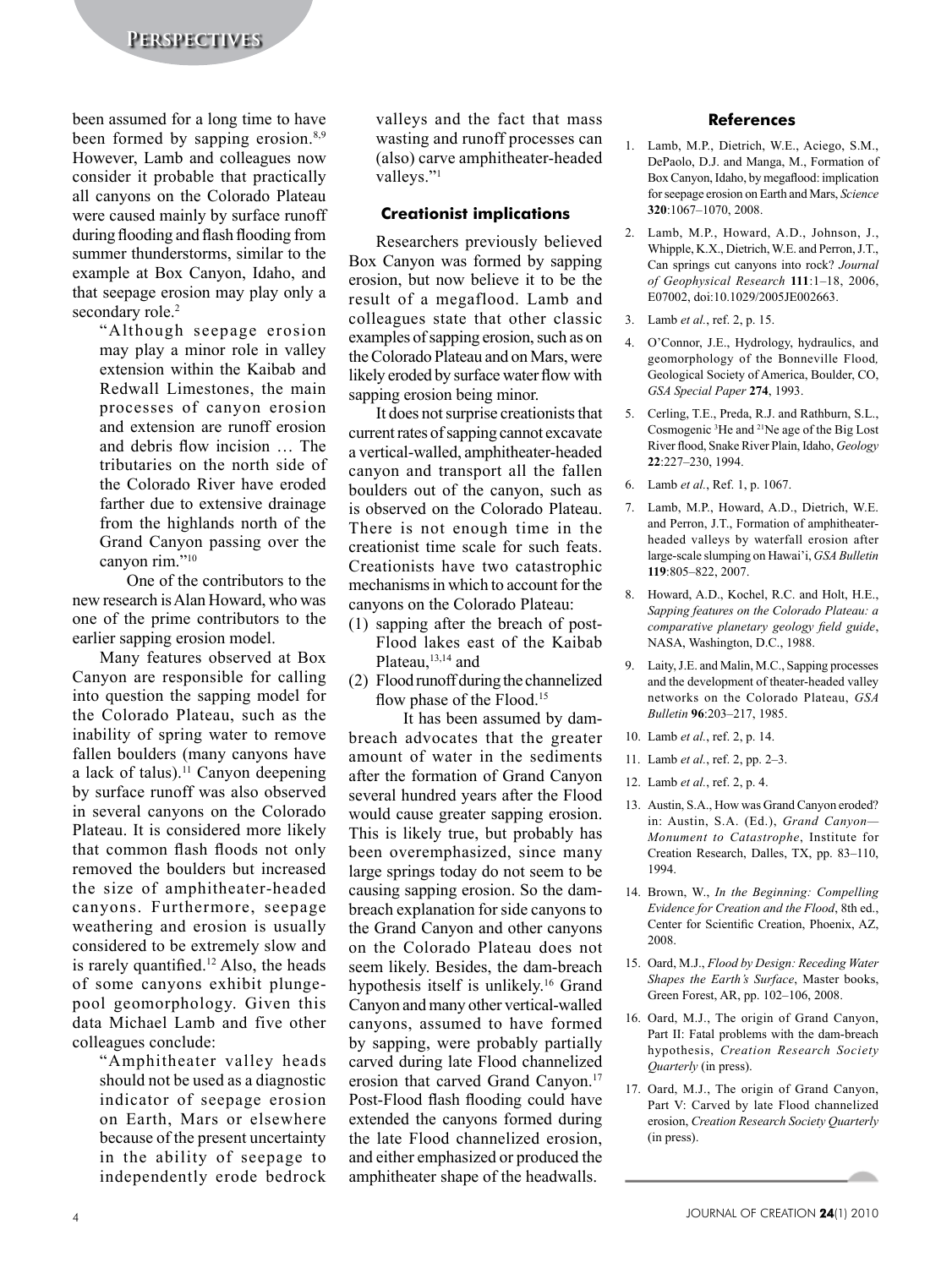been assumed for a long time to have been formed by sapping erosion.[8,9] However, Lamb and colleagues now consider it probable that practically all canyons on the Colorado Plateau were caused mainly by surface runoff during flooding and flash flooding from summer thunderstorms, similar to the example at Box Canyon, Idaho, and that seepage erosion may play only a secondary role.[2]

> "Although seepage erosion may play a minor role in valley extension within the Kaibab and Redwall Limestones, the main processes of canyon erosion and extension are runoff erosion and debris flow incision … The tributaries on the north side of the Colorado River have eroded farther due to extensive drainage from the highlands north of the Grand Canyon passing over the canyon rim."[10]

One of the contributors to the new research is Alan Howard, who was one of the prime contributors to the earlier sapping erosion model.

Many features observed at Box Canyon are responsible for calling into question the sapping model for the Colorado Plateau, such as the inability of spring water to remove fallen boulders (many canyons have a lack of talus).[11] Canyon deepening by surface runoff was also observed in several canyons on the Colorado Plateau. It is considered more likely that common flash floods not only removed the boulders but increased the size of amphitheater-headed canyons. Furthermore, seepage weathering and erosion is usually considered to be extremely slow and is rarely quantified.[12] Also, the heads of some canyons exhibit plunge-pool geomorphology. Given this data Michael Lamb and five other colleagues conclude:

> "Amphitheater valley heads should not be used as a diagnostic indicator of seepage erosion on Earth, Mars or elsewhere because of the present uncertainty in the ability of seepage to independently erode bedrock valleys and the fact that mass wasting and runoff processes can (also) carve amphitheater-headed valleys."[1]

### Creationist implications

Researchers previously believed Box Canyon was formed by sapping erosion, but now believe it to be the result of a megaflood. Lamb and colleagues state that other classic examples of sapping erosion, such as on the Colorado Plateau and on Mars, were likely eroded by surface water flow with sapping erosion being minor.

It does not surprise creationists that current rates of sapping cannot excavate a vertical-walled, amphitheater-headed canyon and transport all the fallen boulders out of the canyon, such as is observed on the Colorado Plateau. There is not enough time in the creationist time scale for such feats. Creationists have two catastrophic mechanisms in which to account for the canyons on the Colorado Plateau:

1. sapping after the breach of post-Flood lakes east of the Kaibab Plateau,[13,14] and
2. Flood runoff during the channelized flow phase of the Flood.[15]

It has been assumed by dam-breach advocates that the greater amount of water in the sediments after the formation of Grand Canyon several hundred years after the Flood would cause greater sapping erosion. This is likely true, but probably has been overemphasized, since many large springs today do not seem to be causing sapping erosion. So the dam-breach explanation for side canyons to the Grand Canyon and other canyons on the Colorado Plateau does not seem likely. Besides, the dam-breach hypothesis itself is unlikely.[16] Grand Canyon and many other vertical-walled canyons, assumed to have formed by sapping, were probably partially carved during late Flood channelized erosion that carved Grand Canyon.[17] Post-Flood flash flooding could have extended the canyons formed during the late Flood channelized erosion, and either emphasized or produced the amphitheater shape of the headwalls.

### References

1. Lamb, M.P., Dietrich, W.E., Aciego, S.M., DePaolo, D.J. and Manga, M., Formation of Box Canyon, Idaho, by megaflood: implication for seepage erosion on Earth and Mars, *Science* **320**:1067–1070, 2008.
2. Lamb, M.P., Howard, A.D., Johnson, J., Whipple, K.X., Dietrich, W.E. and Perron, J.T., Can springs cut canyons into rock? *Journal of Geophysical Research* **111**:1–18, 2006, E07002, doi:10.1029/2005JE002663.
3. Lamb *et al.*, ref. 2, p. 15.
4. O'Connor, J.E., Hydrology, hydraulics, and geomorphology of the Bonneville Flood, Geological Society of America, Boulder, CO, *GSA Special Paper* **274**, 1993.
5. Cerling, T.E., Preda, R.J. and Rathburn, S.L., Cosmogenic $^{3}$He and $^{21}$Ne age of the Big Lost River flood, Snake River Plain, Idaho, *Geology* **22**:227–230, 1994.
6. Lamb *et al.*, Ref. 1, p. 1067.
7. Lamb, M.P., Howard, A.D., Dietrich, W.E. and Perron, J.T., Formation of amphitheater-headed valleys by waterfall erosion after large-scale slumping on Hawai'i, *GSA Bulletin* **119**:805–822, 2007.
8. Howard, A.D., Kochel, R.C. and Holt, H.E., *Sapping features on the Colorado Plateau: a comparative planetary geology field guide*, NASA, Washington, D.C., 1988.
9. Laity, J.E. and Malin, M.C., Sapping processes and the development of theater-headed valley networks on the Colorado Plateau, *GSA Bulletin* **96**:203–217, 1985.
10. Lamb *et al.*, ref. 2, p. 14.
11. Lamb *et al.*, ref. 2, pp. 2–3.
12. Lamb *et al.*, ref. 2, p. 4.
13. Austin, S.A., How was Grand Canyon eroded? in: Austin, S.A. (Ed.), *Grand Canyon—Monument to Catastrophe*, Institute for Creation Research, Dalles, TX, pp. 83–110, 1994.
14. Brown, W., *In the Beginning: Compelling Evidence for Creation and the Flood*, 8th ed., Center for Scientific Creation, Phoenix, AZ, 2008.
15. Oard, M.J., *Flood by Design: Receding Water Shapes the Earth's Surface*, Master books, Green Forest, AR, pp. 102–106, 2008.
16. Oard, M.J., The origin of Grand Canyon, Part II: Fatal problems with the dam-breach hypothesis, *Creation Research Society Quarterly* (in press).
17. Oard, M.J., The origin of Grand Canyon, Part V: Carved by late Flood channelized erosion, *Creation Research Society Quarterly* (in press).